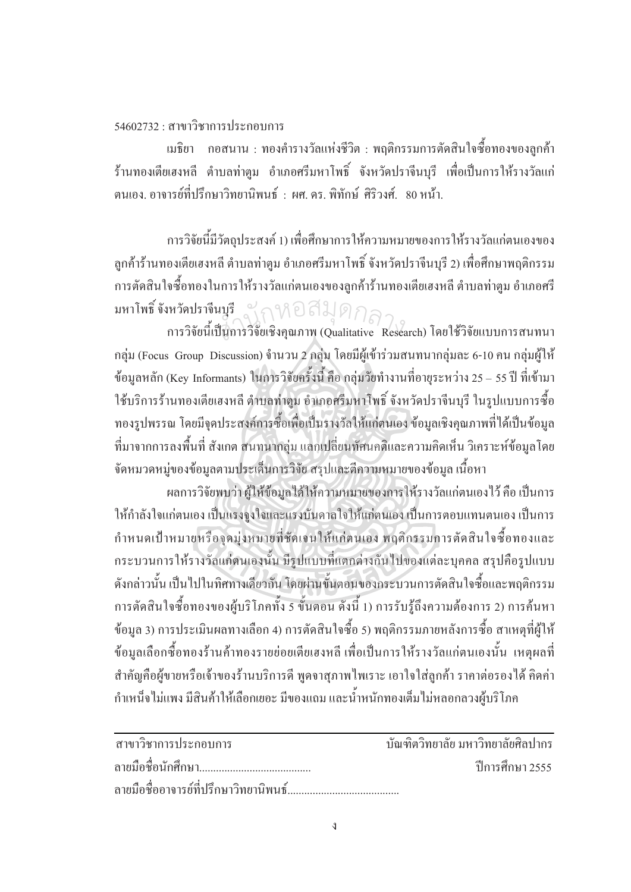54602732 : สาขาวิชาการประกอบการ

เมธิยา กอสนาน : ทองคำรางวัลแห่งชีวิต : พฤติกรรมการตัดสินใจซื้อทองของลูกค้าร้านทองเตียเฮงหลี ตำบลท่าตูม อำเภอศรีมหาโพธิ์ จังหวัดปราจีนบุรี เพื่อเป็นการให้รางวัลแก่ตนเอง. อาจารย์ที่ปรึกษาวิทยานิพนธ์ : ผศ. ดร. พิทักษ์ ศิริวงศ์. 80 หน้า.

การวิจัยนี้มีวัตถุประสงค์ 1) เพื่อศึกษาการให้ความหมายของการให้รางวัลแก่ตนเองของลูกค้าร้านทองเตียเฮงหลี ตำบลท่าตูม อำเภอศรีมหาโพธิ์ จังหวัดปราจีนบุรี 2) เพื่อศึกษาพฤติกรรมการตัดสินใจซื้อทองในการให้รางวัลแก่ตนเองของลูกค้าร้านทองเตียเฮงหลี ตำบลท่าตูม อำเภอศรีมหาโพธิ์ จังหวัดปราจีนบุรี

การวิจัยนี้เป็นการวิจัยเชิงคุณภาพ (Qualitative Research) โดยใช้วิจัยแบบการสนทนากลุ่ม (Focus Group Discussion) จำนวน 2 กลุ่ม โดยมีผู้เข้าร่วมสนทนากลุ่มละ 6-10 คน กลุ่มผู้ให้ข้อมูลหลัก (Key Informants) ในการวิจัยครั้งนี้ คือ กลุ่มวัยทำงานที่อายุระหว่าง 25 – 55 ปี ที่เข้ามาใช้บริการร้านทองเตียเฮงหลี ตำบลท่าตูม อำเภอศรีมหาโพธิ์ จังหวัดปราจีนบุรี ในรูปแบบการซื้อทองรูปพรรณ โดยมีจุดประสงค์การซื้อเพื่อเป็นรางวัลให้แก่ตนเอง ข้อมูลเชิงคุณภาพที่ได้เป็นข้อมูลที่มาจากการลงพื้นที่ สังเกต สนทนากลุ่ม แลกเปลี่ยนทัศนคติและความคิดเห็น วิเคราะห์ข้อมูลโดยจัดหมวดหมู่ของข้อมูลตามประเด็นการวิจัย สรุปและตีความหมายของข้อมูล เนื้อหา

ผลการวิจัยพบว่า ผู้ให้ข้อมูลได้ให้ความหมายของการให้รางวัลแก่ตนเองไว้ คือ เป็นการให้กำลังใจแก่ตนเอง เป็นแรงจูงใจและแรงบันดาลใจให้แก่ตนเอง เป็นการตอบแทนตนเอง เป็นการกำหนดเป้าหมายหรือจุดมุ่งหมายที่ชัดเจนให้แก่ตนเอง พฤติกรรมการตัดสินใจซื้อทองและกระบวนการให้รางวัลแก่ตนเองนั้น มีรูปแบบที่แตกต่างกันไปของแต่ละบุคคล สรุปคือรูปแบบดังกล่าวนั้น เป็นไปในทิศทางเดียวกัน โดยผ่านขั้นตอนของกระบวนการตัดสินใจซื้อและพฤติกรรมการตัดสินใจซื้อทองของผู้บริโภคทั้ง 5 ขั้นตอน ดังนี้ 1) การรับรู้ถึงความต้องการ 2) การค้นหาข้อมูล 3) การประเมินผลทางเลือก 4) การตัดสินใจซื้อ 5) พฤติกรรมภายหลังการซื้อ สาเหตุที่ผู้ให้ข้อมูลเลือกซื้อทองร้านค้าทองรายย่อยเตียเฮงหลี เพื่อเป็นการให้รางวัลแก่ตนเองนั้น เหตุผลที่สำคัญคือผู้ขายหรือเจ้าของร้านบริการดี พูดจาสุภาพไพเราะ เอาใจใส่ลูกค้า ราคาต่อรองได้ คิดค่ากำเหน็จไม่แพง มีสินค้าให้เลือกเยอะ มีของแถม และน้ำหนักทองเต็มไม่หลอกลวงผู้บริโภค

สาขาวิชาการประกอบการ บัณฑิตวิทยาลัย มหาวิทยาลัยศิลปากร

ลายมือชื่อนักศึกษา........................................ ปีการศึกษา 2555

ลายมือชื่ออาจารย์ที่ปรึกษาวิทยานิพนธ์........................................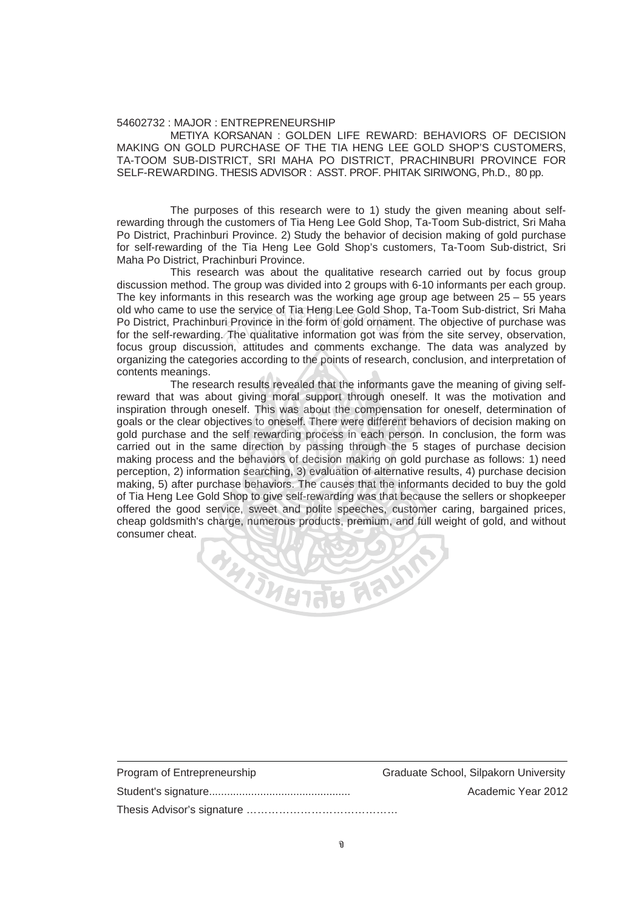54602732 : MAJOR : ENTREPRENEURSHIP

METIYA KORSANAN : GOLDEN LIFE REWARD: BEHAVIORS OF DECISION MAKING ON GOLD PURCHASE OF THE TIA HENG LEE GOLD SHOP'S CUSTOMERS, TA-TOOM SUB-DISTRICT, SRI MAHA PO DISTRICT, PRACHINBURI PROVINCE FOR SELF-REWARDING. THESIS ADVISOR : ASST. PROF. PHITAK SIRIWONG, Ph.D., 80 pp.

The purposes of this research were to 1) study the given meaning about self-rewarding through the customers of Tia Heng Lee Gold Shop, Ta-Toom Sub-district, Sri Maha Po District, Prachinburi Province. 2) Study the behavior of decision making of gold purchase for self-rewarding of the Tia Heng Lee Gold Shop's customers, Ta-Toom Sub-district, Sri Maha Po District, Prachinburi Province.

This research was about the qualitative research carried out by focus group discussion method. The group was divided into 2 groups with 6-10 informants per each group. The key informants in this research was the working age group age between 25 – 55 years old who came to use the service of Tia Heng Lee Gold Shop, Ta-Toom Sub-district, Sri Maha Po District, Prachinburi Province in the form of gold ornament. The objective of purchase was for the self-rewarding. The qualitative information got was from the site servey, observation, focus group discussion, attitudes and comments exchange. The data was analyzed by organizing the categories according to the points of research, conclusion, and interpretation of contents meanings.

The research results revealed that the informants gave the meaning of giving self-reward that was about giving moral support through oneself. It was the motivation and inspiration through oneself. This was about the compensation for oneself, determination of goals or the clear objectives to oneself. There were different behaviors of decision making on gold purchase and the self rewarding process in each person. In conclusion, the form was carried out in the same direction by passing through the 5 stages of purchase decision making process and the behaviors of decision making on gold purchase as follows: 1) need perception, 2) information searching, 3) evaluation of alternative results, 4) purchase decision making, 5) after purchase behaviors. The causes that the informants decided to buy the gold of Tia Heng Lee Gold Shop to give self-rewarding was that because the sellers or shopkeeper offered the good service, sweet and polite speeches, customer caring, bargained prices, cheap goldsmith's charge, numerous products, premium, and full weight of gold, and without consumer cheat.

---

Program of Entrepreneurship　　　　　　Graduate School, Silpakorn University

Student's signature............................................... 　　　　　　Academic Year 2012

Thesis Advisor's signature ……………………………………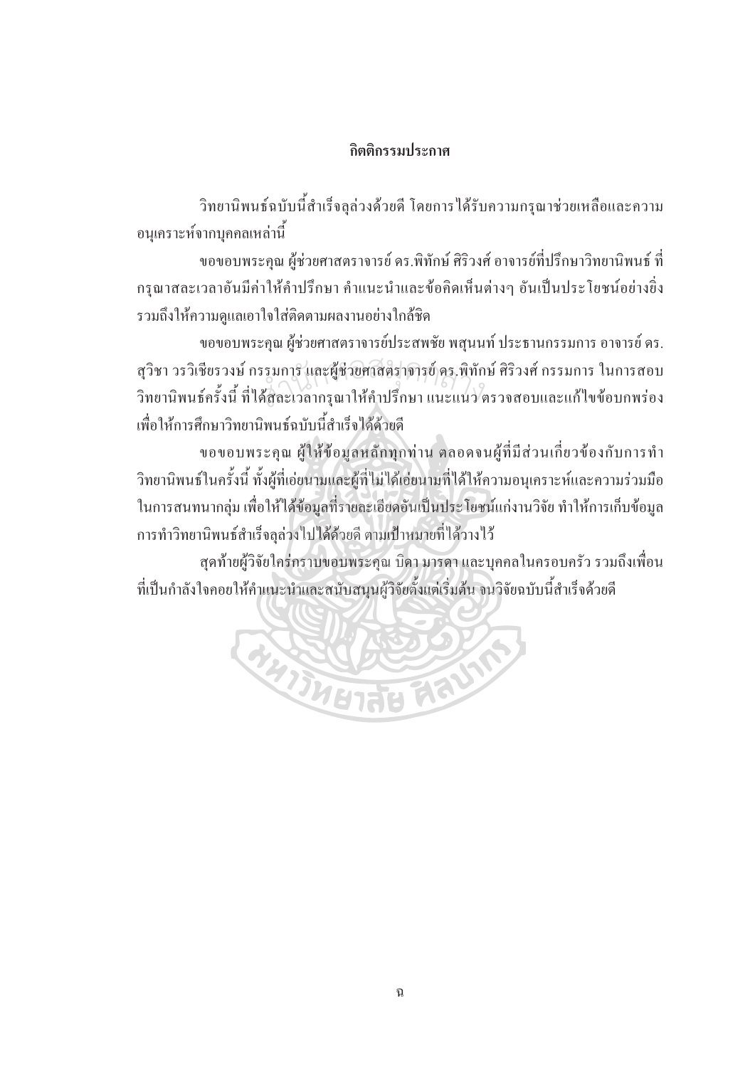**กิตติกรรมประกาศ**

วิทยานิพนธ์ฉบับนี้สำเร็จลุล่วงด้วยดี โดยการได้รับความกรุณาช่วยเหลือและความอนุเคราะห์จากบุคคลเหล่านี้

ขอขอบพระคุณ ผู้ช่วยศาสตราจารย์ ดร.พิทักษ์ ศิริวงศ์ อาจารย์ที่ปรึกษาวิทยานิพนธ์ ที่กรุณาสละเวลาอันมีค่าให้คำปรึกษา คำแนะนำและข้อคิดเห็นต่างๆ อันเป็นประโยชน์อย่างยิ่ง รวมถึงให้ความดูแลเอาใจใส่ติดตามผลงานอย่างใกล้ชิด

ขอขอบพระคุณ ผู้ช่วยศาสตราจารย์ประสพชัย พสุนนท์ ประธานกรรมการ อาจารย์ ดร.สุวิชา วรวิเชียรวงษ์ กรรมการ และผู้ช่วยศาสตราจารย์ ดร.พิทักษ์ ศิริวงศ์ กรรมการ ในการสอบวิทยานิพนธ์ครั้งนี้ ที่ได้สละเวลากรุณาให้คำปรึกษา แนะแนว ตรวจสอบและแก้ไขข้อบกพร่อง เพื่อให้การศึกษาวิทยานิพนธ์ฉบับนี้สำเร็จได้ด้วยดี

ขอขอบพระคุณ ผู้ให้ข้อมูลหลักทุกท่าน ตลอดจนผู้ที่มีส่วนเกี่ยวข้องกับการทำวิทยานิพนธ์ในครั้งนี้ ทั้งผู้ที่เอ่ยนามและผู้ที่ไม่ได้เอ่ยนามที่ได้ให้ความอนุเคราะห์และความร่วมมือในการสนทนากลุ่ม เพื่อให้ได้ข้อมูลที่รายละเอียดอันเป็นประโยชน์แก่งานวิจัย ทำให้การเก็บข้อมูลการทำวิทยานิพนธ์สำเร็จลุล่วงไปได้ด้วยดี ตามเป้าหมายที่ได้วางไว้

สุดท้ายผู้วิจัยใคร่กราบขอบพระคุณ บิดา มารดา และบุคคลในครอบครัว รวมถึงเพื่อนที่เป็นกำลังใจคอยให้คำแนะนำและสนับสนุนผู้วิจัยตั้งแต่เริ่มต้น จนวิจัยฉบับนี้สำเร็จด้วยดี